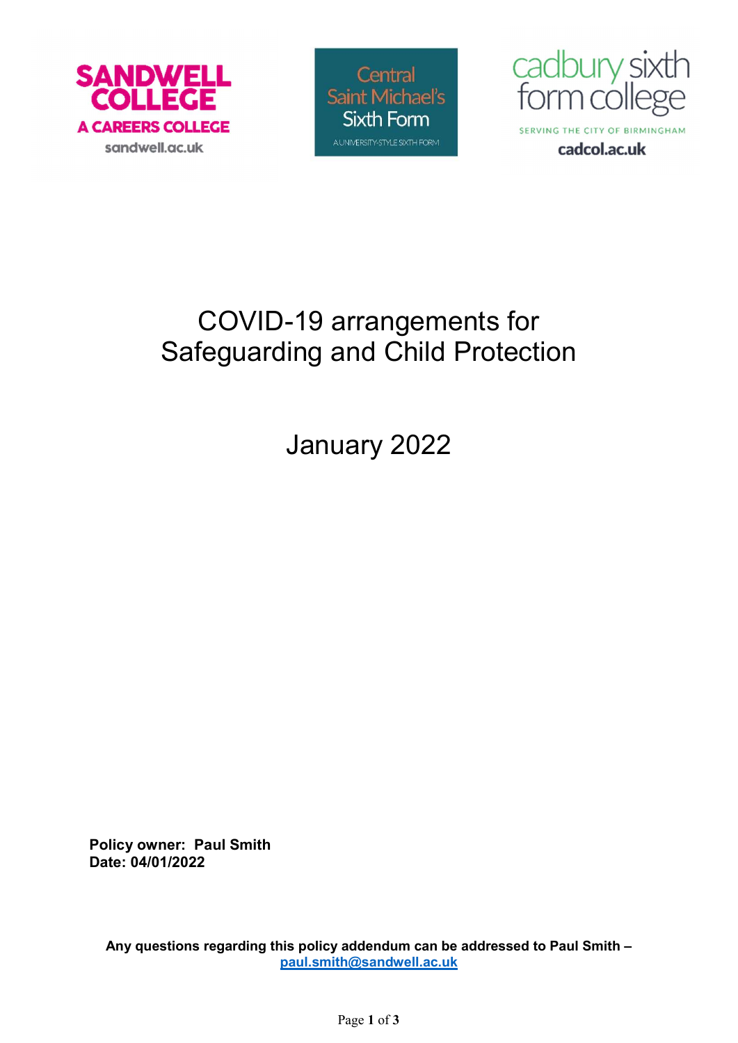SANDWELL COLLEGE
A CAREERS COLLEGE
sandwell.ac.uk

Central Saint Michael's Sixth Form
A UNIVERSITY-STYLE SIXTH FORM

cadbury sixth form college
SERVING THE CITY OF BIRMINGHAM
cadcol.ac.uk

# COVID-19 arrangements for Safeguarding and Child Protection

## January 2022

**Policy owner: Paul Smith**
**Date: 04/01/2022**

**Any questions regarding this policy addendum can be addressed to Paul Smith – paul.smith@sandwell.ac.uk**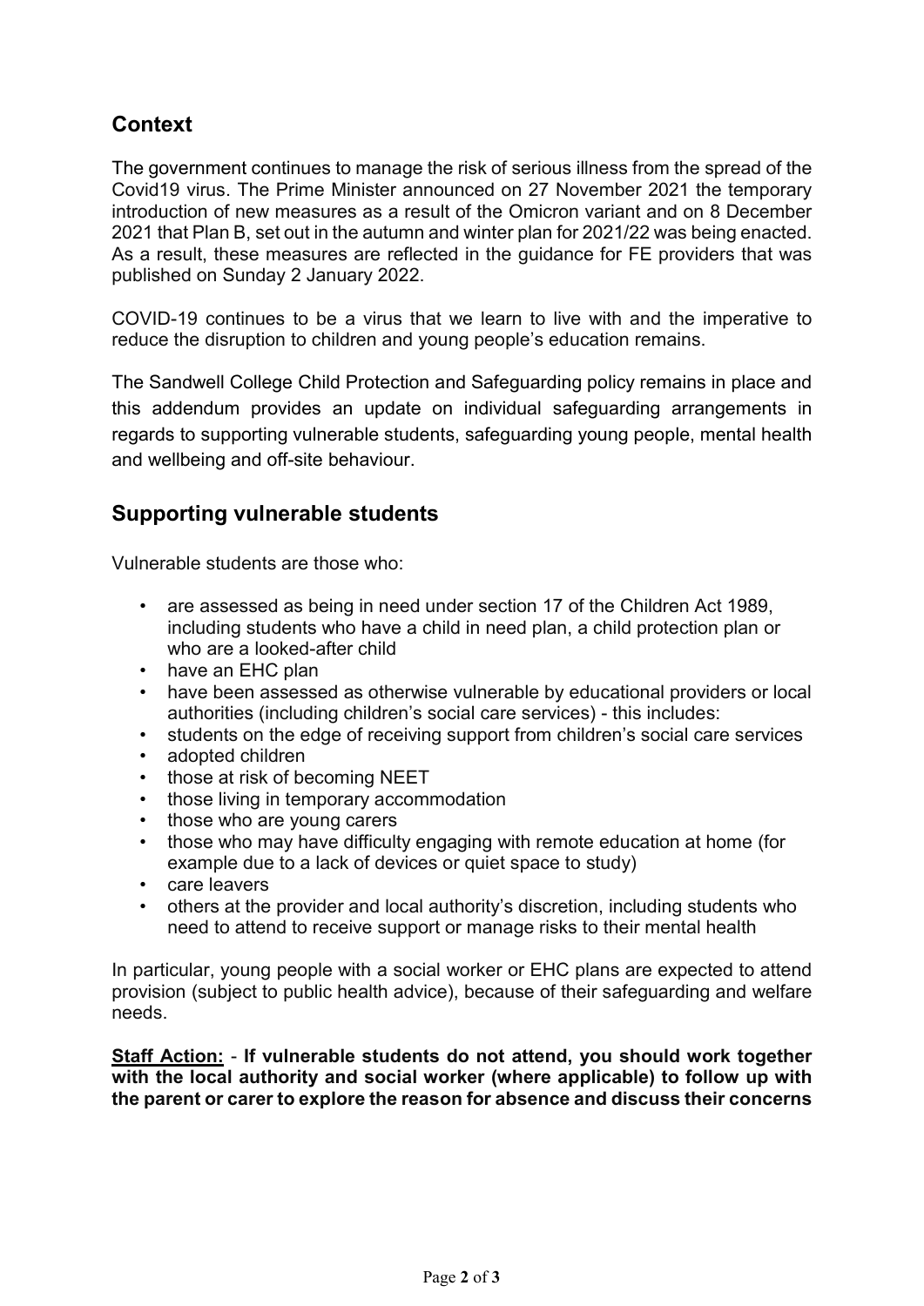## Context

The government continues to manage the risk of serious illness from the spread of the Covid19 virus. The Prime Minister announced on 27 November 2021 the temporary introduction of new measures as a result of the Omicron variant and on 8 December 2021 that Plan B, set out in the autumn and winter plan for 2021/22 was being enacted. As a result, these measures are reflected in the guidance for FE providers that was published on Sunday 2 January 2022.

COVID-19 continues to be a virus that we learn to live with and the imperative to reduce the disruption to children and young people's education remains.

The Sandwell College Child Protection and Safeguarding policy remains in place and this addendum provides an update on individual safeguarding arrangements in regards to supporting vulnerable students, safeguarding young people, mental health and wellbeing and off-site behaviour.

## Supporting vulnerable students

Vulnerable students are those who:

- are assessed as being in need under section 17 of the Children Act 1989, including students who have a child in need plan, a child protection plan or who are a looked-after child
- have an EHC plan
- have been assessed as otherwise vulnerable by educational providers or local authorities (including children's social care services) - this includes:
- students on the edge of receiving support from children's social care services
- adopted children
- those at risk of becoming NEET
- those living in temporary accommodation
- those who are young carers
- those who may have difficulty engaging with remote education at home (for example due to a lack of devices or quiet space to study)
- care leavers
- others at the provider and local authority's discretion, including students who need to attend to receive support or manage risks to their mental health

In particular, young people with a social worker or EHC plans are expected to attend provision (subject to public health advice), because of their safeguarding and welfare needs.

**<u>Staff Action:</u>** - **If vulnerable students do not attend, you should work together with the local authority and social worker (where applicable) to follow up with the parent or carer to explore the reason for absence and discuss their concerns**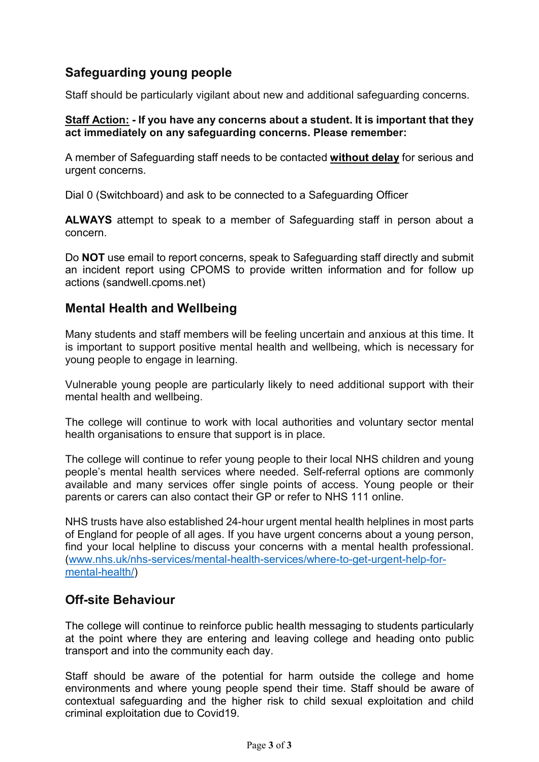## Safeguarding young people

Staff should be particularly vigilant about new and additional safeguarding concerns.

**Staff Action: - If you have any concerns about a student. It is important that they act immediately on any safeguarding concerns. Please remember:**

A member of Safeguarding staff needs to be contacted **without delay** for serious and urgent concerns.

Dial 0 (Switchboard) and ask to be connected to a Safeguarding Officer

**ALWAYS** attempt to speak to a member of Safeguarding staff in person about a concern.

Do **NOT** use email to report concerns, speak to Safeguarding staff directly and submit an incident report using CPOMS to provide written information and for follow up actions (sandwell.cpoms.net)

## Mental Health and Wellbeing

Many students and staff members will be feeling uncertain and anxious at this time. It is important to support positive mental health and wellbeing, which is necessary for young people to engage in learning.

Vulnerable young people are particularly likely to need additional support with their mental health and wellbeing.

The college will continue to work with local authorities and voluntary sector mental health organisations to ensure that support is in place.

The college will continue to refer young people to their local NHS children and young people's mental health services where needed. Self-referral options are commonly available and many services offer single points of access. Young people or their parents or carers can also contact their GP or refer to NHS 111 online.

NHS trusts have also established 24-hour urgent mental health helplines in most parts of England for people of all ages. If you have urgent concerns about a young person, find your local helpline to discuss your concerns with a mental health professional. (www.nhs.uk/nhs-services/mental-health-services/where-to-get-urgent-help-for-mental-health/)

## Off-site Behaviour

The college will continue to reinforce public health messaging to students particularly at the point where they are entering and leaving college and heading onto public transport and into the community each day.

Staff should be aware of the potential for harm outside the college and home environments and where young people spend their time. Staff should be aware of contextual safeguarding and the higher risk to child sexual exploitation and child criminal exploitation due to Covid19.